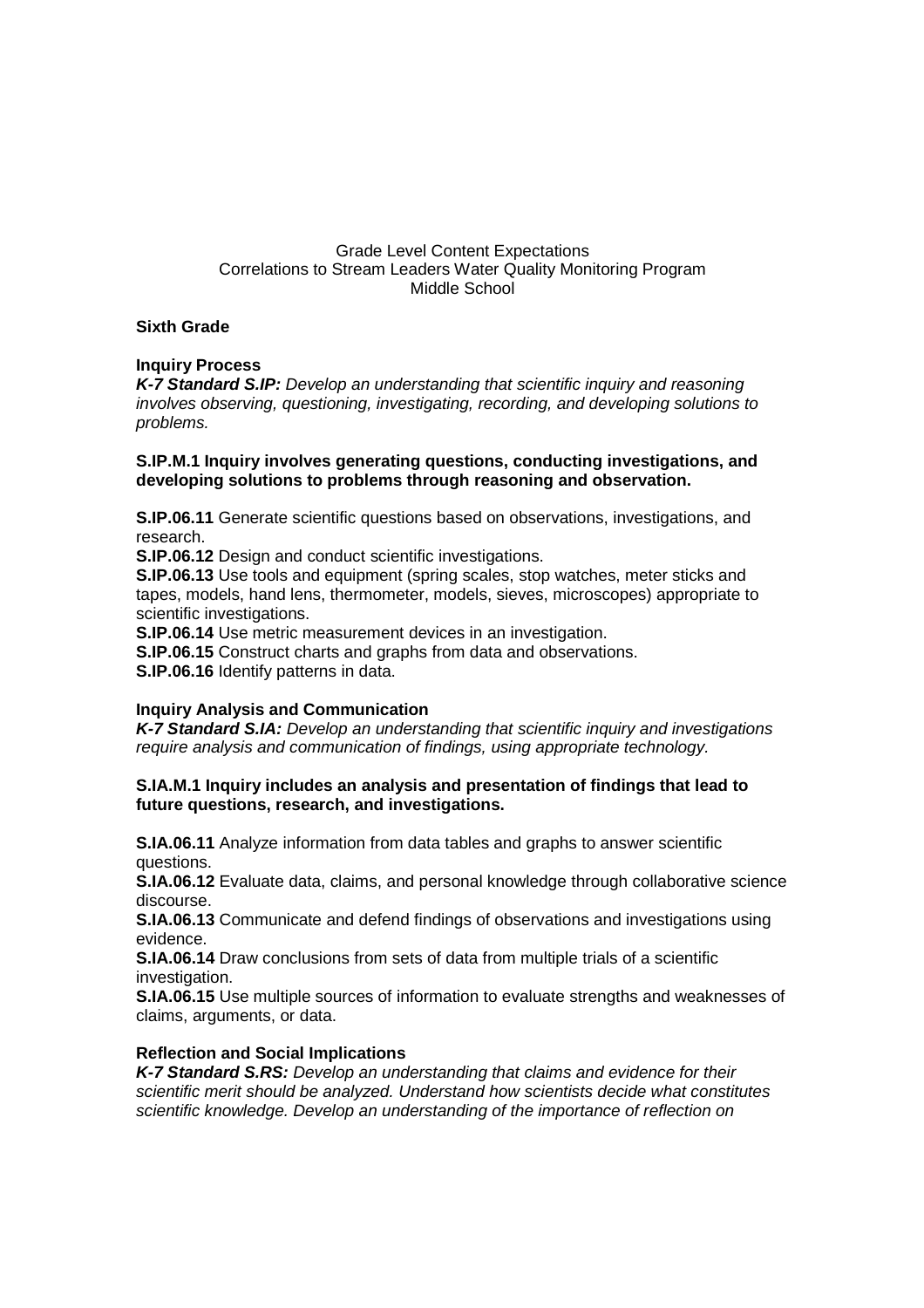Grade Level Content Expectations
Correlations to Stream Leaders Water Quality Monitoring Program
Middle School

## Sixth Grade

### Inquiry Process

***K-7 Standard S.IP:*** *Develop an understanding that scientific inquiry and reasoning involves observing, questioning, investigating, recording, and developing solutions to problems.*

**S.IP.M.1 Inquiry involves generating questions, conducting investigations, and developing solutions to problems through reasoning and observation.**

**S.IP.06.11** Generate scientific questions based on observations, investigations, and research.
**S.IP.06.12** Design and conduct scientific investigations.
**S.IP.06.13** Use tools and equipment (spring scales, stop watches, meter sticks and tapes, models, hand lens, thermometer, models, sieves, microscopes) appropriate to scientific investigations.
**S.IP.06.14** Use metric measurement devices in an investigation.
**S.IP.06.15** Construct charts and graphs from data and observations.
**S.IP.06.16** Identify patterns in data.

### Inquiry Analysis and Communication

***K-7 Standard S.IA:*** *Develop an understanding that scientific inquiry and investigations require analysis and communication of findings, using appropriate technology.*

**S.IA.M.1 Inquiry includes an analysis and presentation of findings that lead to future questions, research, and investigations.**

**S.IA.06.11** Analyze information from data tables and graphs to answer scientific questions.
**S.IA.06.12** Evaluate data, claims, and personal knowledge through collaborative science discourse.
**S.IA.06.13** Communicate and defend findings of observations and investigations using evidence.
**S.IA.06.14** Draw conclusions from sets of data from multiple trials of a scientific investigation.
**S.IA.06.15** Use multiple sources of information to evaluate strengths and weaknesses of claims, arguments, or data.

### Reflection and Social Implications

***K-7 Standard S.RS:*** *Develop an understanding that claims and evidence for their scientific merit should be analyzed. Understand how scientists decide what constitutes scientific knowledge. Develop an understanding of the importance of reflection on*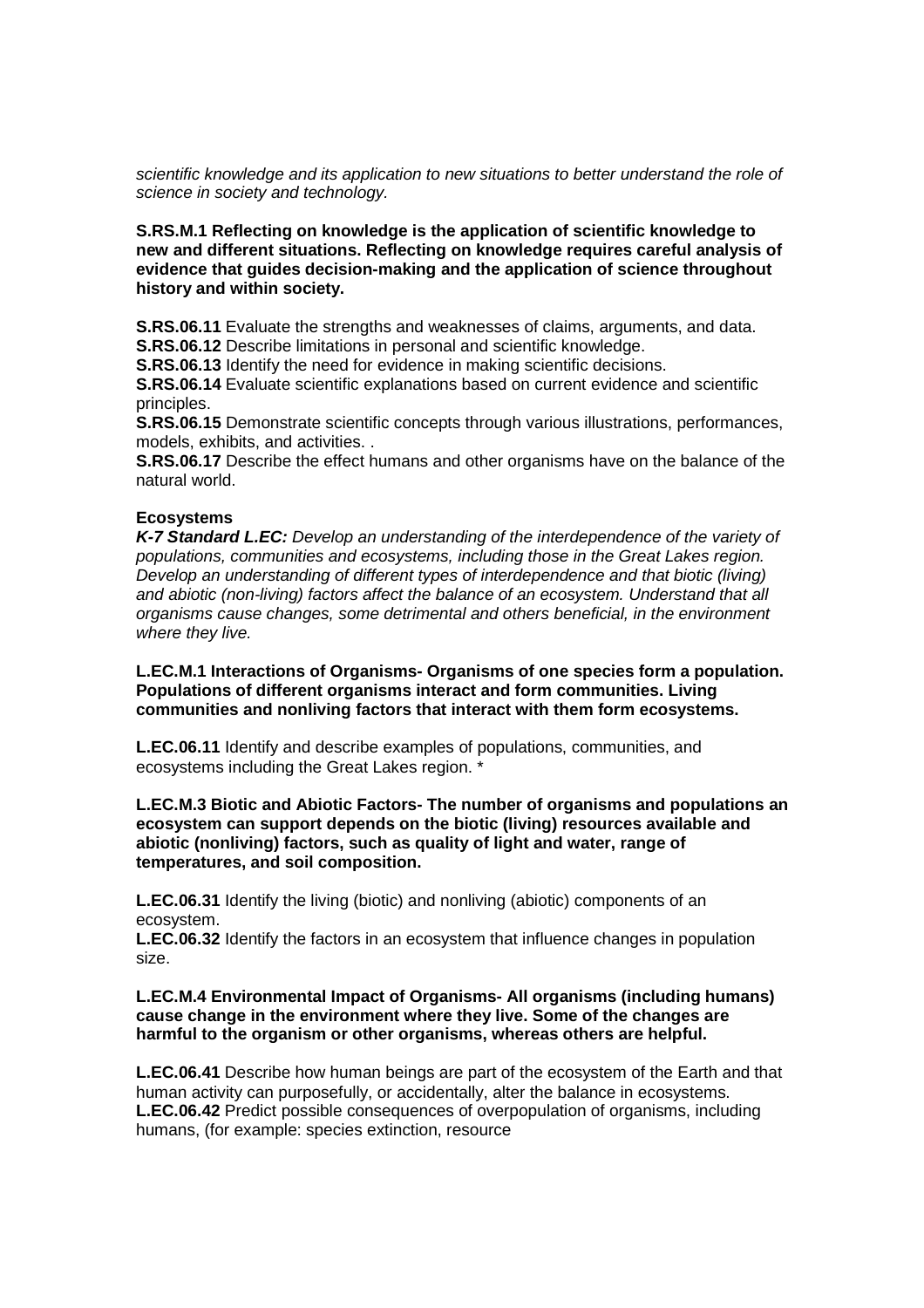*scientific knowledge and its application to new situations to better understand the role of science in society and technology.*

**S.RS.M.1 Reflecting on knowledge is the application of scientific knowledge to new and different situations. Reflecting on knowledge requires careful analysis of evidence that guides decision-making and the application of science throughout history and within society.**

**S.RS.06.11** Evaluate the strengths and weaknesses of claims, arguments, and data.
**S.RS.06.12** Describe limitations in personal and scientific knowledge.
**S.RS.06.13** Identify the need for evidence in making scientific decisions.
**S.RS.06.14** Evaluate scientific explanations based on current evidence and scientific principles.
**S.RS.06.15** Demonstrate scientific concepts through various illustrations, performances, models, exhibits, and activities. .
**S.RS.06.17** Describe the effect humans and other organisms have on the balance of the natural world.

**Ecosystems**
***K-7 Standard L.EC:*** *Develop an understanding of the interdependence of the variety of populations, communities and ecosystems, including those in the Great Lakes region. Develop an understanding of different types of interdependence and that biotic (living) and abiotic (non-living) factors affect the balance of an ecosystem. Understand that all organisms cause changes, some detrimental and others beneficial, in the environment where they live.*

**L.EC.M.1 Interactions of Organisms- Organisms of one species form a population. Populations of different organisms interact and form communities. Living communities and nonliving factors that interact with them form ecosystems.**

**L.EC.06.11** Identify and describe examples of populations, communities, and ecosystems including the Great Lakes region. *

**L.EC.M.3 Biotic and Abiotic Factors- The number of organisms and populations an ecosystem can support depends on the biotic (living) resources available and abiotic (nonliving) factors, such as quality of light and water, range of temperatures, and soil composition.**

**L.EC.06.31** Identify the living (biotic) and nonliving (abiotic) components of an ecosystem.
**L.EC.06.32** Identify the factors in an ecosystem that influence changes in population size.

**L.EC.M.4 Environmental Impact of Organisms- All organisms (including humans) cause change in the environment where they live. Some of the changes are harmful to the organism or other organisms, whereas others are helpful.**

**L.EC.06.41** Describe how human beings are part of the ecosystem of the Earth and that human activity can purposefully, or accidentally, alter the balance in ecosystems.
**L.EC.06.42** Predict possible consequences of overpopulation of organisms, including humans, (for example: species extinction, resource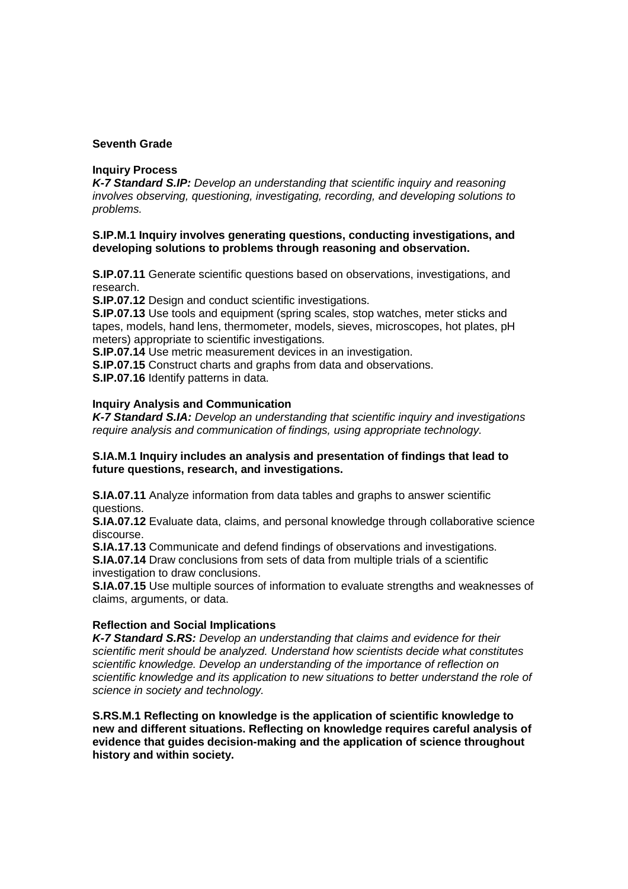**Seventh Grade**

**Inquiry Process**

***K-7 Standard S.IP:*** *Develop an understanding that scientific inquiry and reasoning involves observing, questioning, investigating, recording, and developing solutions to problems.*

**S.IP.M.1 Inquiry involves generating questions, conducting investigations, and developing solutions to problems through reasoning and observation.**

**S.IP.07.11** Generate scientific questions based on observations, investigations, and research.
**S.IP.07.12** Design and conduct scientific investigations.
**S.IP.07.13** Use tools and equipment (spring scales, stop watches, meter sticks and tapes, models, hand lens, thermometer, models, sieves, microscopes, hot plates, pH meters) appropriate to scientific investigations.
**S.IP.07.14** Use metric measurement devices in an investigation.
**S.IP.07.15** Construct charts and graphs from data and observations.
**S.IP.07.16** Identify patterns in data.

**Inquiry Analysis and Communication**

***K-7 Standard S.IA:*** *Develop an understanding that scientific inquiry and investigations require analysis and communication of findings, using appropriate technology.*

**S.IA.M.1 Inquiry includes an analysis and presentation of findings that lead to future questions, research, and investigations.**

**S.IA.07.11** Analyze information from data tables and graphs to answer scientific questions.
**S.IA.07.12** Evaluate data, claims, and personal knowledge through collaborative science discourse.
**S.IA.17.13** Communicate and defend findings of observations and investigations.
**S.IA.07.14** Draw conclusions from sets of data from multiple trials of a scientific investigation to draw conclusions.
**S.IA.07.15** Use multiple sources of information to evaluate strengths and weaknesses of claims, arguments, or data.

**Reflection and Social Implications**

***K-7 Standard S.RS:*** *Develop an understanding that claims and evidence for their scientific merit should be analyzed. Understand how scientists decide what constitutes scientific knowledge. Develop an understanding of the importance of reflection on scientific knowledge and its application to new situations to better understand the role of science in society and technology.*

**S.RS.M.1 Reflecting on knowledge is the application of scientific knowledge to new and different situations. Reflecting on knowledge requires careful analysis of evidence that guides decision-making and the application of science throughout history and within society.**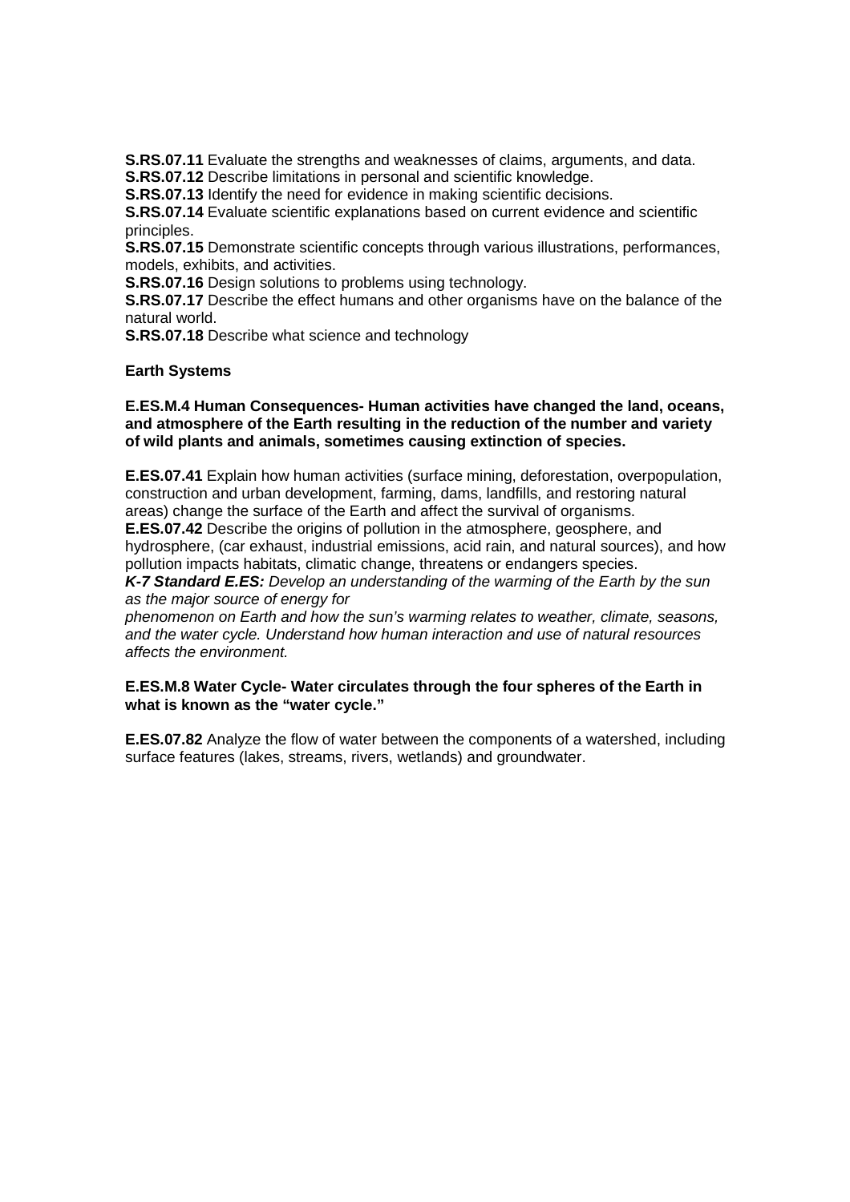**S.RS.07.11** Evaluate the strengths and weaknesses of claims, arguments, and data.
**S.RS.07.12** Describe limitations in personal and scientific knowledge.
**S.RS.07.13** Identify the need for evidence in making scientific decisions.
**S.RS.07.14** Evaluate scientific explanations based on current evidence and scientific principles.
**S.RS.07.15** Demonstrate scientific concepts through various illustrations, performances, models, exhibits, and activities.
**S.RS.07.16** Design solutions to problems using technology.
**S.RS.07.17** Describe the effect humans and other organisms have on the balance of the natural world.
**S.RS.07.18** Describe what science and technology

**Earth Systems**

**E.ES.M.4 Human Consequences- Human activities have changed the land, oceans, and atmosphere of the Earth resulting in the reduction of the number and variety of wild plants and animals, sometimes causing extinction of species.**

**E.ES.07.41** Explain how human activities (surface mining, deforestation, overpopulation, construction and urban development, farming, dams, landfills, and restoring natural areas) change the surface of the Earth and affect the survival of organisms.
**E.ES.07.42** Describe the origins of pollution in the atmosphere, geosphere, and hydrosphere, (car exhaust, industrial emissions, acid rain, and natural sources), and how pollution impacts habitats, climatic change, threatens or endangers species.
***K-7 Standard E.ES:*** *Develop an understanding of the warming of the Earth by the sun as the major source of energy for phenomenon on Earth and how the sun's warming relates to weather, climate, seasons, and the water cycle. Understand how human interaction and use of natural resources affects the environment.*

**E.ES.M.8 Water Cycle- Water circulates through the four spheres of the Earth in what is known as the "water cycle."**

**E.ES.07.82** Analyze the flow of water between the components of a watershed, including surface features (lakes, streams, rivers, wetlands) and groundwater.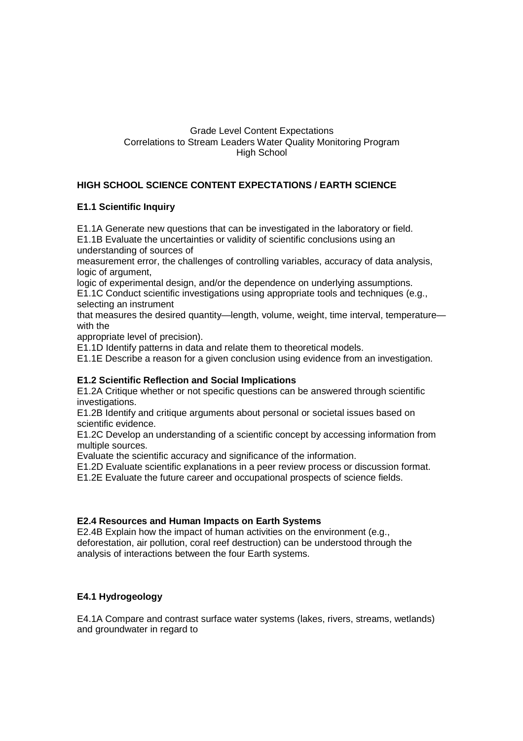Grade Level Content Expectations
Correlations to Stream Leaders Water Quality Monitoring Program
High School

## HIGH SCHOOL SCIENCE CONTENT EXPECTATIONS / EARTH SCIENCE

### E1.1 Scientific Inquiry

E1.1A Generate new questions that can be investigated in the laboratory or field.
E1.1B Evaluate the uncertainties or validity of scientific conclusions using an understanding of sources of measurement error, the challenges of controlling variables, accuracy of data analysis, logic of argument, logic of experimental design, and/or the dependence on underlying assumptions.
E1.1C Conduct scientific investigations using appropriate tools and techniques (e.g., selecting an instrument that measures the desired quantity—length, volume, weight, time interval, temperature—with the appropriate level of precision).
E1.1D Identify patterns in data and relate them to theoretical models.
E1.1E Describe a reason for a given conclusion using evidence from an investigation.

### E1.2 Scientific Reflection and Social Implications

E1.2A Critique whether or not specific questions can be answered through scientific investigations.
E1.2B Identify and critique arguments about personal or societal issues based on scientific evidence.
E1.2C Develop an understanding of a scientific concept by accessing information from multiple sources.
Evaluate the scientific accuracy and significance of the information.
E1.2D Evaluate scientific explanations in a peer review process or discussion format.
E1.2E Evaluate the future career and occupational prospects of science fields.

### E2.4 Resources and Human Impacts on Earth Systems

E2.4B Explain how the impact of human activities on the environment (e.g., deforestation, air pollution, coral reef destruction) can be understood through the analysis of interactions between the four Earth systems.

### E4.1 Hydrogeology

E4.1A Compare and contrast surface water systems (lakes, rivers, streams, wetlands) and groundwater in regard to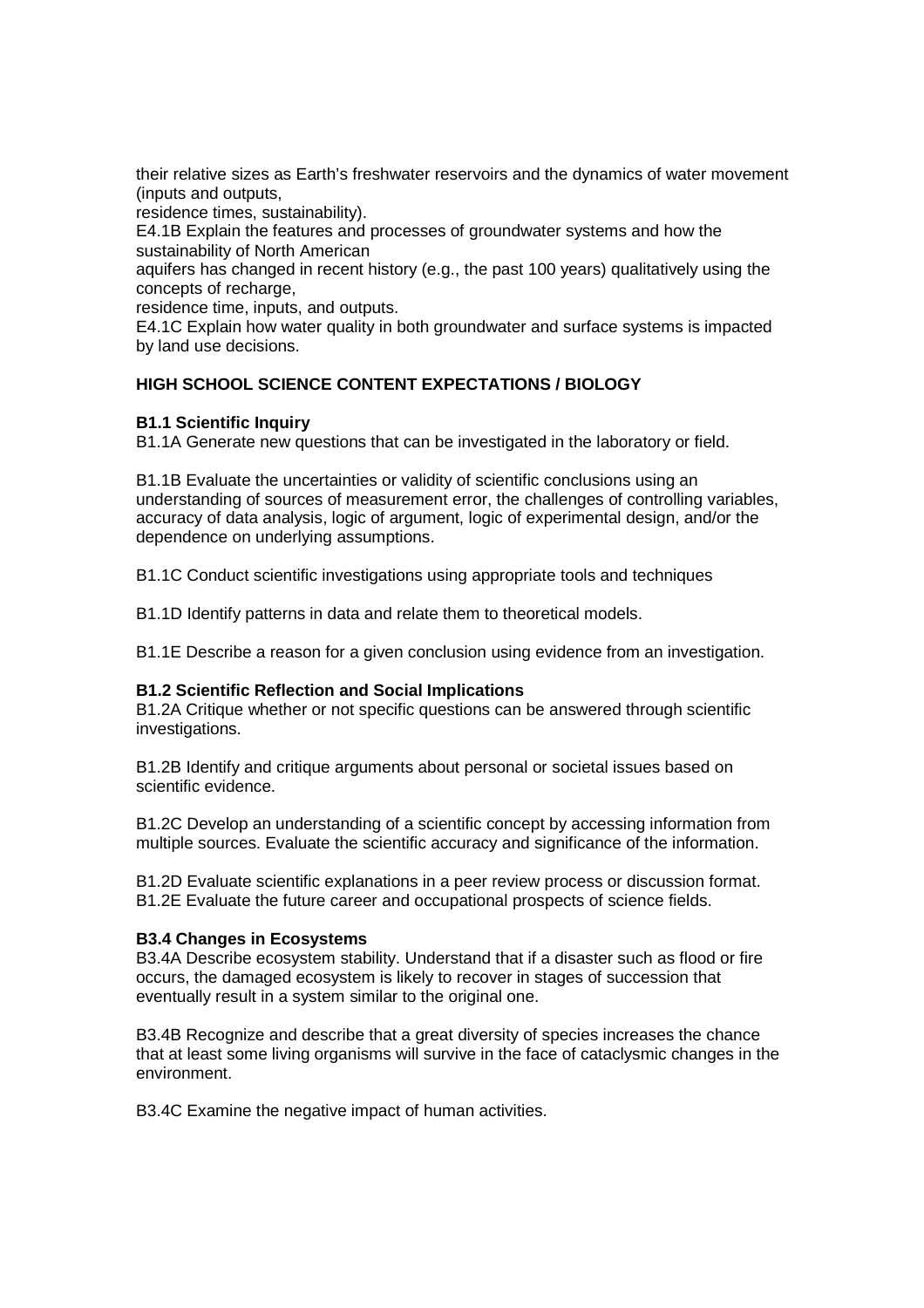their relative sizes as Earth's freshwater reservoirs and the dynamics of water movement (inputs and outputs, residence times, sustainability).

E4.1B Explain the features and processes of groundwater systems and how the sustainability of North American aquifers has changed in recent history (e.g., the past 100 years) qualitatively using the concepts of recharge, residence time, inputs, and outputs.

E4.1C Explain how water quality in both groundwater and surface systems is impacted by land use decisions.

## HIGH SCHOOL SCIENCE CONTENT EXPECTATIONS / BIOLOGY

### B1.1 Scientific Inquiry

B1.1A Generate new questions that can be investigated in the laboratory or field.

B1.1B Evaluate the uncertainties or validity of scientific conclusions using an understanding of sources of measurement error, the challenges of controlling variables, accuracy of data analysis, logic of argument, logic of experimental design, and/or the dependence on underlying assumptions.

B1.1C Conduct scientific investigations using appropriate tools and techniques

B1.1D Identify patterns in data and relate them to theoretical models.

B1.1E Describe a reason for a given conclusion using evidence from an investigation.

### B1.2 Scientific Reflection and Social Implications

B1.2A Critique whether or not specific questions can be answered through scientific investigations.

B1.2B Identify and critique arguments about personal or societal issues based on scientific evidence.

B1.2C Develop an understanding of a scientific concept by accessing information from multiple sources. Evaluate the scientific accuracy and significance of the information.

B1.2D Evaluate scientific explanations in a peer review process or discussion format.
B1.2E Evaluate the future career and occupational prospects of science fields.

### B3.4 Changes in Ecosystems

B3.4A Describe ecosystem stability. Understand that if a disaster such as flood or fire occurs, the damaged ecosystem is likely to recover in stages of succession that eventually result in a system similar to the original one.

B3.4B Recognize and describe that a great diversity of species increases the chance that at least some living organisms will survive in the face of cataclysmic changes in the environment.

B3.4C Examine the negative impact of human activities.